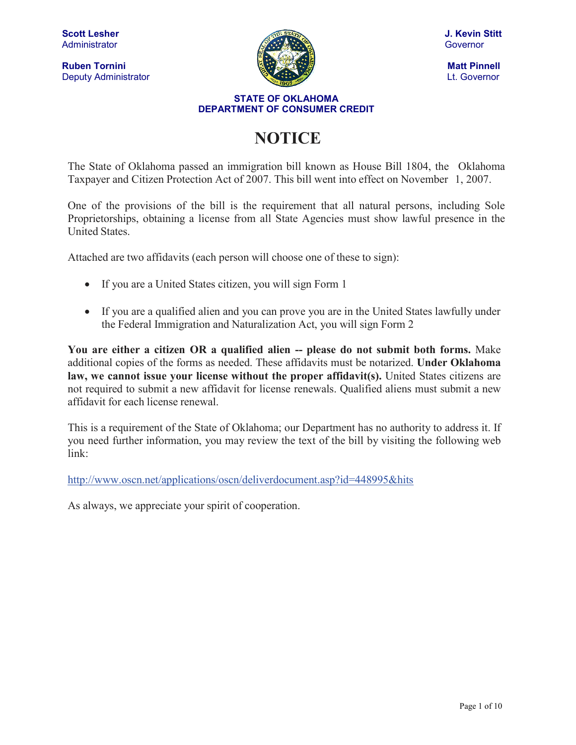**Scott Lesher**
Administrator

**Ruben Tornini**
Deputy Administrator

**J. Kevin Stitt**
Governor

**Matt Pinnell**
Lt. Governor

**STATE OF OKLAHOMA**
**DEPARTMENT OF CONSUMER CREDIT**

# NOTICE

The State of Oklahoma passed an immigration bill known as House Bill 1804, the Oklahoma Taxpayer and Citizen Protection Act of 2007. This bill went into effect on November 1, 2007.

One of the provisions of the bill is the requirement that all natural persons, including Sole Proprietorships, obtaining a license from all State Agencies must show lawful presence in the United States.

Attached are two affidavits (each person will choose one of these to sign):

- If you are a United States citizen, you will sign Form 1
- If you are a qualified alien and you can prove you are in the United States lawfully under the Federal Immigration and Naturalization Act, you will sign Form 2

**You are either a citizen OR a qualified alien -- please do not submit both forms.** Make additional copies of the forms as needed. These affidavits must be notarized. **Under Oklahoma law, we cannot issue your license without the proper affidavit(s).** United States citizens are not required to submit a new affidavit for license renewals. Qualified aliens must submit a new affidavit for each license renewal.

This is a requirement of the State of Oklahoma; our Department has no authority to address it. If you need further information, you may review the text of the bill by visiting the following web link:

http://www.oscn.net/applications/oscn/deliverdocument.asp?id=448995&hits

As always, we appreciate your spirit of cooperation.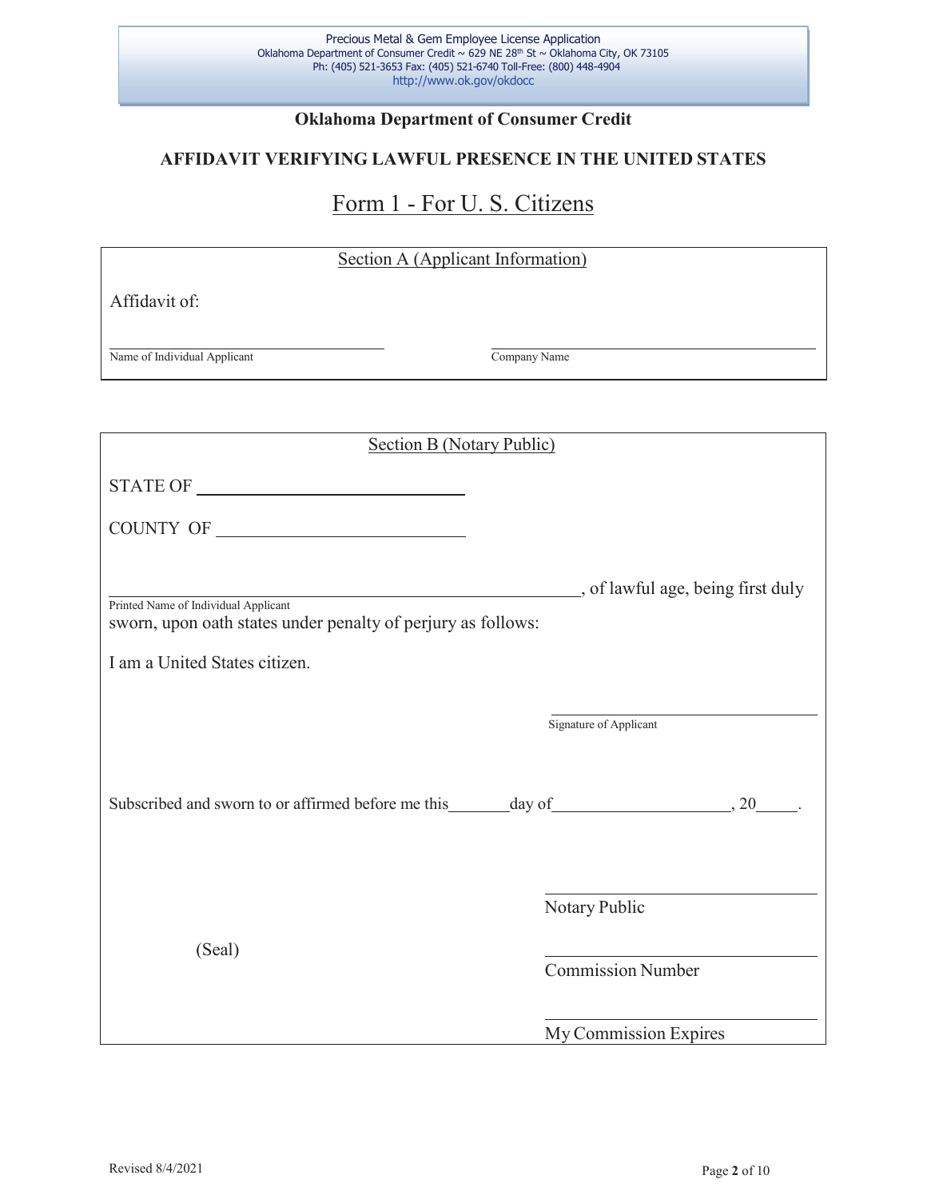Precious Metal & Gem Employee License Application
Oklahoma Department of Consumer Credit ~ 629 NE 28th St ~ Oklahoma City, OK 73105
Ph: (405) 521-3653 Fax: (405) 521-6740 Toll-Free: (800) 448-4904
http://www.ok.gov/okdocc

**Oklahoma Department of Consumer Credit**

**AFFIDAVIT VERIFYING LAWFUL PRESENCE IN THE UNITED STATES**

## Form 1 - For U. S. Citizens

### Section A (Applicant Information)

Affidavit of:

\_\_\_\_\_\_\_\_\_\_\_\_\_\_\_\_\_\_\_\_\_\_\_\_\_\_\_\_\_\_ \_\_\_\_\_\_\_\_\_\_\_\_\_\_\_\_\_\_\_\_\_\_\_\_\_\_\_\_\_\_
Name of Individual Applicant Company Name

### Section B (Notary Public)

STATE OF \_\_\_\_\_\_\_\_\_\_\_\_\_\_\_\_\_\_\_\_\_\_\_\_\_\_\_\_\_\_

COUNTY OF \_\_\_\_\_\_\_\_\_\_\_\_\_\_\_\_\_\_\_\_\_\_\_\_\_\_\_\_\_\_

\_\_\_\_\_\_\_\_\_\_\_\_\_\_\_\_\_\_\_\_\_\_\_\_\_\_\_\_\_\_\_\_\_\_\_\_\_\_\_\_\_\_, of lawful age, being first duly
Printed Name of Individual Applicant
sworn, upon oath states under penalty of perjury as follows:

I am a United States citizen.

\_\_\_\_\_\_\_\_\_\_\_\_\_\_\_\_\_\_\_\_\_\_\_\_\_\_\_\_\_\_
Signature of Applicant

Subscribed and sworn to or affirmed before me this\_\_\_\_\_\_\_day of\_\_\_\_\_\_\_\_\_\_\_\_\_\_\_\_\_\_\_\_, 20\_\_\_\_\_.

\_\_\_\_\_\_\_\_\_\_\_\_\_\_\_\_\_\_\_\_\_\_\_\_\_\_\_\_\_\_
Notary Public

(Seal)

\_\_\_\_\_\_\_\_\_\_\_\_\_\_\_\_\_\_\_\_\_\_\_\_\_\_\_\_\_\_
Commission Number

\_\_\_\_\_\_\_\_\_\_\_\_\_\_\_\_\_\_\_\_\_\_\_\_\_\_\_\_\_\_
My Commission Expires

Revised 8/4/2021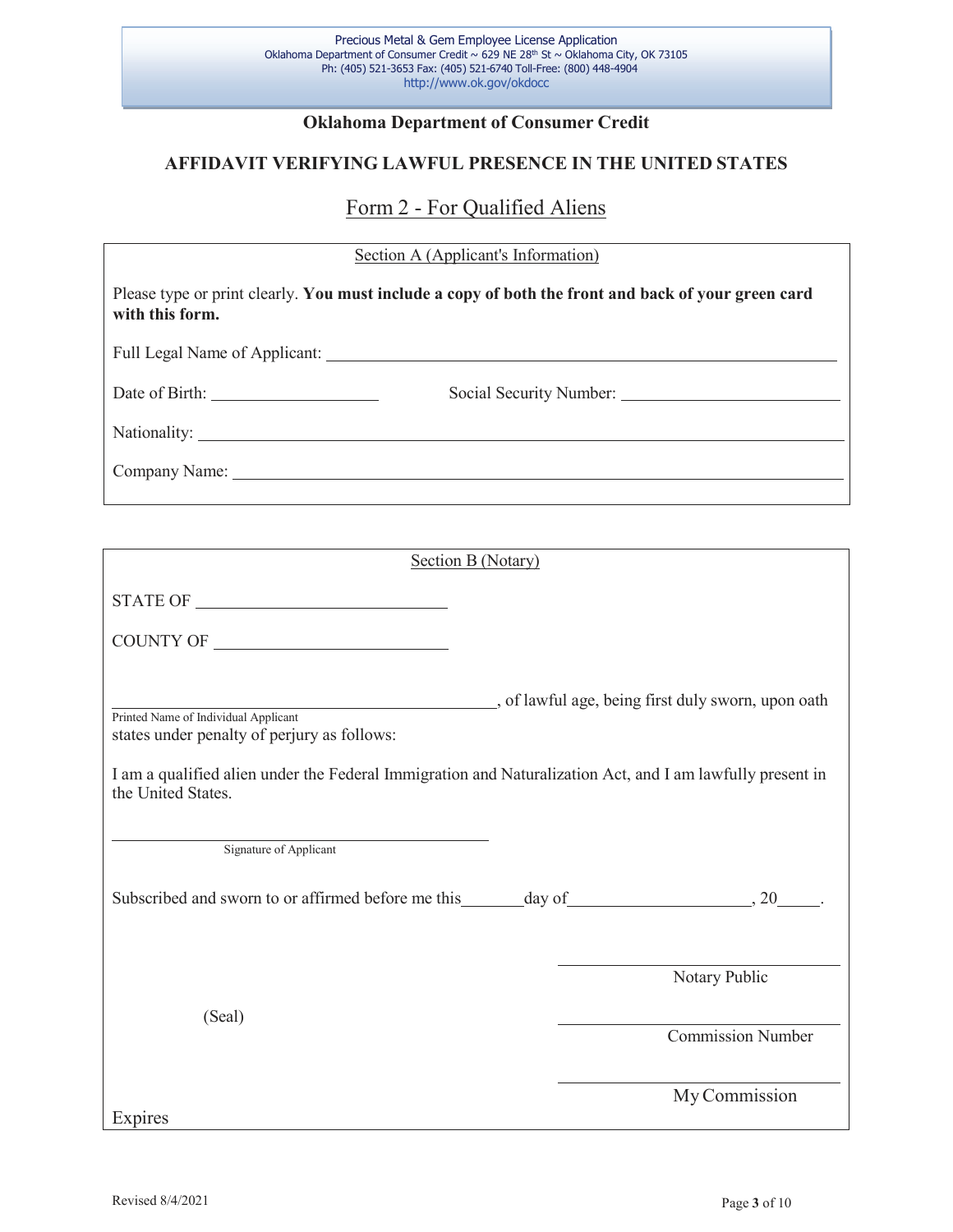Precious Metal & Gem Employee License Application
Oklahoma Department of Consumer Credit ~ 629 NE 28th St ~ Oklahoma City, OK 73105
Ph: (405) 521-3653 Fax: (405) 521-6740 Toll-Free: (800) 448-4904
http://www.ok.gov/okdocc

## Oklahoma Department of Consumer Credit

## AFFIDAVIT VERIFYING LAWFUL PRESENCE IN THE UNITED STATES

### Form 2 - For Qualified Aliens

Section A (Applicant's Information)

Please type or print clearly. **You must include a copy of both the front and back of your green card with this form.**

Full Legal Name of Applicant: ______________________________

Date of Birth: ______________ Social Security Number: ______________

Nationality: ______________________________

Company Name: ______________________________

Section B (Notary)

STATE OF ______________________

COUNTY OF ______________________

______________________________, of lawful age, being first duly sworn, upon oath
Printed Name of Individual Applicant
states under penalty of perjury as follows:

I am a qualified alien under the Federal Immigration and Naturalization Act, and I am lawfully present in the United States.

______________________________
Signature of Applicant

Subscribed and sworn to or affirmed before me this_______day of____________________, 20_____.

______________________________
Notary Public

(Seal)

______________________________
Commission Number

______________________________
My Commission Expires

Revised 8/4/2021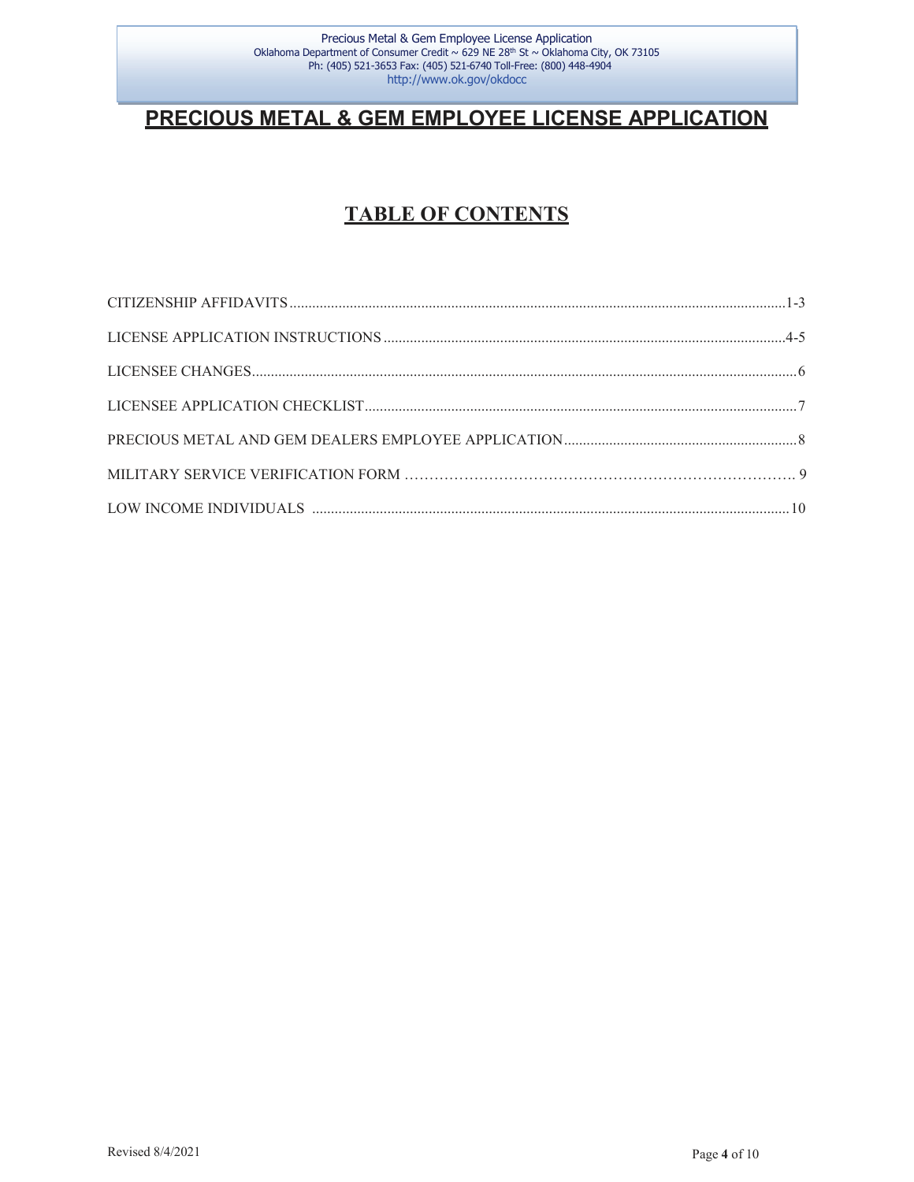# PRECIOUS METAL & GEM EMPLOYEE LICENSE APPLICATION

## TABLE OF CONTENTS

| | |
|---|---|
| CITIZENSHIP AFFIDAVITS | 1-3 |
| LICENSE APPLICATION INSTRUCTIONS | 4-5 |
| LICENSEE CHANGES | 6 |
| LICENSEE APPLICATION CHECKLIST | 7 |
| PRECIOUS METAL AND GEM DEALERS EMPLOYEE APPLICATION | 8 |
| MILITARY SERVICE VERIFICATION FORM | 9 |
| LOW INCOME INDIVIDUALS | 10 |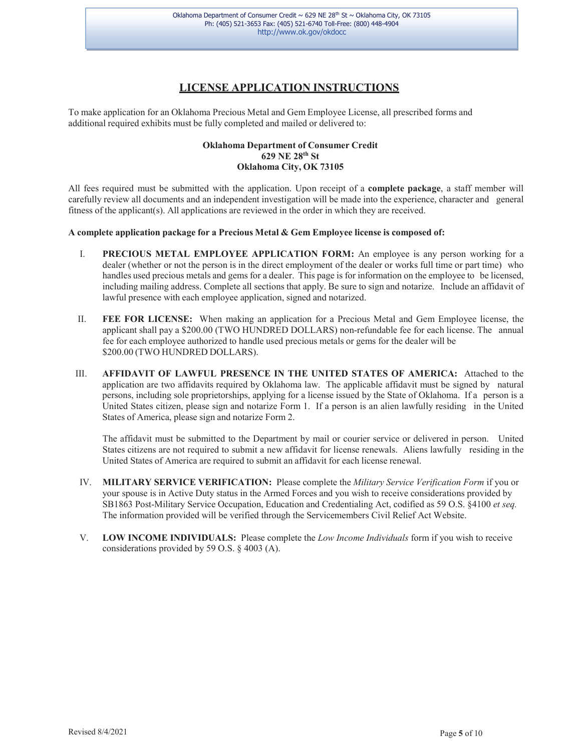# LICENSE APPLICATION INSTRUCTIONS

To make application for an Oklahoma Precious Metal and Gem Employee License, all prescribed forms and additional required exhibits must be fully completed and mailed or delivered to:

**Oklahoma Department of Consumer Credit**
**629 NE 28th St**
**Oklahoma City, OK 73105**

All fees required must be submitted with the application. Upon receipt of a **complete package**, a staff member will carefully review all documents and an independent investigation will be made into the experience, character and general fitness of the applicant(s). All applications are reviewed in the order in which they are received.

**A complete application package for a Precious Metal & Gem Employee license is composed of:**

I. **PRECIOUS METAL EMPLOYEE APPLICATION FORM:** An employee is any person working for a dealer (whether or not the person is in the direct employment of the dealer or works full time or part time) who handles used precious metals and gems for a dealer. This page is for information on the employee to be licensed, including mailing address. Complete all sections that apply. Be sure to sign and notarize. Include an affidavit of lawful presence with each employee application, signed and notarized.

II. **FEE FOR LICENSE:** When making an application for a Precious Metal and Gem Employee license, the applicant shall pay a $200.00 (TWO HUNDRED DOLLARS) non-refundable fee for each license. The annual fee for each employee authorized to handle used precious metals or gems for the dealer will be $200.00 (TWO HUNDRED DOLLARS).

III. **AFFIDAVIT OF LAWFUL PRESENCE IN THE UNITED STATES OF AMERICA:** Attached to the application are two affidavits required by Oklahoma law. The applicable affidavit must be signed by natural persons, including sole proprietorships, applying for a license issued by the State of Oklahoma. If a person is a United States citizen, please sign and notarize Form 1. If a person is an alien lawfully residing in the United States of America, please sign and notarize Form 2.

   The affidavit must be submitted to the Department by mail or courier service or delivered in person. United States citizens are not required to submit a new affidavit for license renewals. Aliens lawfully residing in the United States of America are required to submit an affidavit for each license renewal.

IV. **MILITARY SERVICE VERIFICATION:** Please complete the *Military Service Verification Form* if you or your spouse is in Active Duty status in the Armed Forces and you wish to receive considerations provided by SB1863 Post-Military Service Occupation, Education and Credentialing Act, codified as 59 O.S. §4100 *et seq.* The information provided will be verified through the Servicemembers Civil Relief Act Website.

V. **LOW INCOME INDIVIDUALS:** Please complete the *Low Income Individuals* form if you wish to receive considerations provided by 59 O.S. § 4003 (A).

Revised 8/4/2021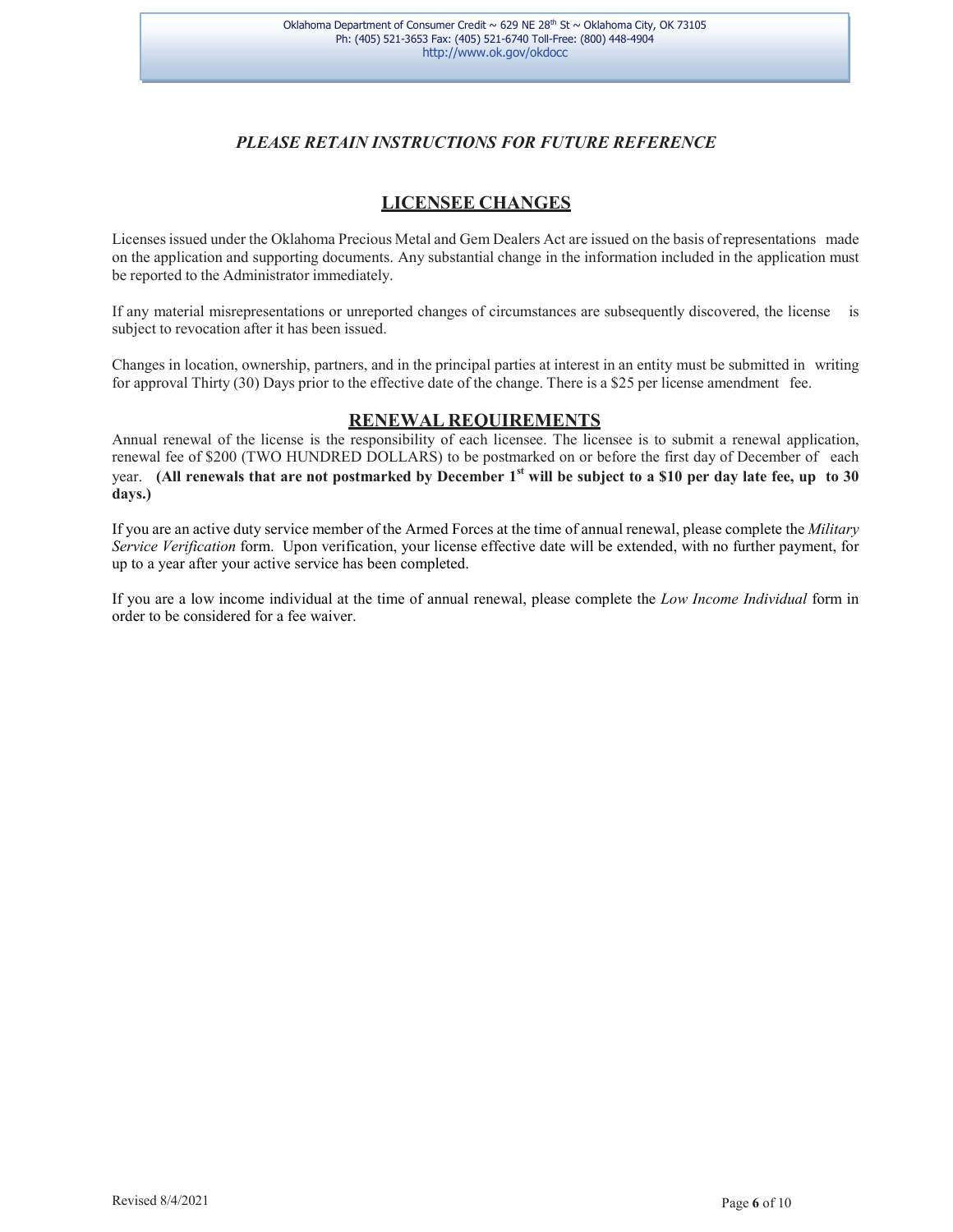*PLEASE RETAIN INSTRUCTIONS FOR FUTURE REFERENCE*

## LICENSEE CHANGES

Licenses issued under the Oklahoma Precious Metal and Gem Dealers Act are issued on the basis of representations made on the application and supporting documents. Any substantial change in the information included in the application must be reported to the Administrator immediately.

If any material misrepresentations or unreported changes of circumstances are subsequently discovered, the license is subject to revocation after it has been issued.

Changes in location, ownership, partners, and in the principal parties at interest in an entity must be submitted in writing for approval Thirty (30) Days prior to the effective date of the change. There is a $25 per license amendment fee.

## RENEWAL REQUIREMENTS

Annual renewal of the license is the responsibility of each licensee. The licensee is to submit a renewal application, renewal fee of $200 (TWO HUNDRED DOLLARS) to be postmarked on or before the first day of December of each year. **(All renewals that are not postmarked by December 1st will be subject to a $10 per day late fee, up to 30 days.)**

If you are an active duty service member of the Armed Forces at the time of annual renewal, please complete the *Military Service Verification* form. Upon verification, your license effective date will be extended, with no further payment, for up to a year after your active service has been completed.

If you are a low income individual at the time of annual renewal, please complete the *Low Income Individual* form in order to be considered for a fee waiver.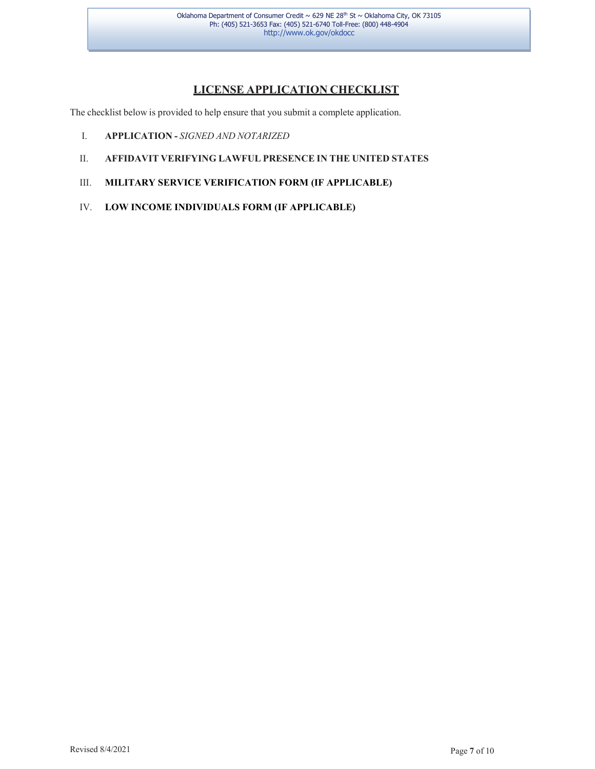## LICENSE APPLICATION CHECKLIST

The checklist below is provided to help ensure that you submit a complete application.

I. **APPLICATION -** *SIGNED AND NOTARIZED*

II. **AFFIDAVIT VERIFYING LAWFUL PRESENCE IN THE UNITED STATES**

III. **MILITARY SERVICE VERIFICATION FORM (IF APPLICABLE)**

IV. **LOW INCOME INDIVIDUALS FORM (IF APPLICABLE)**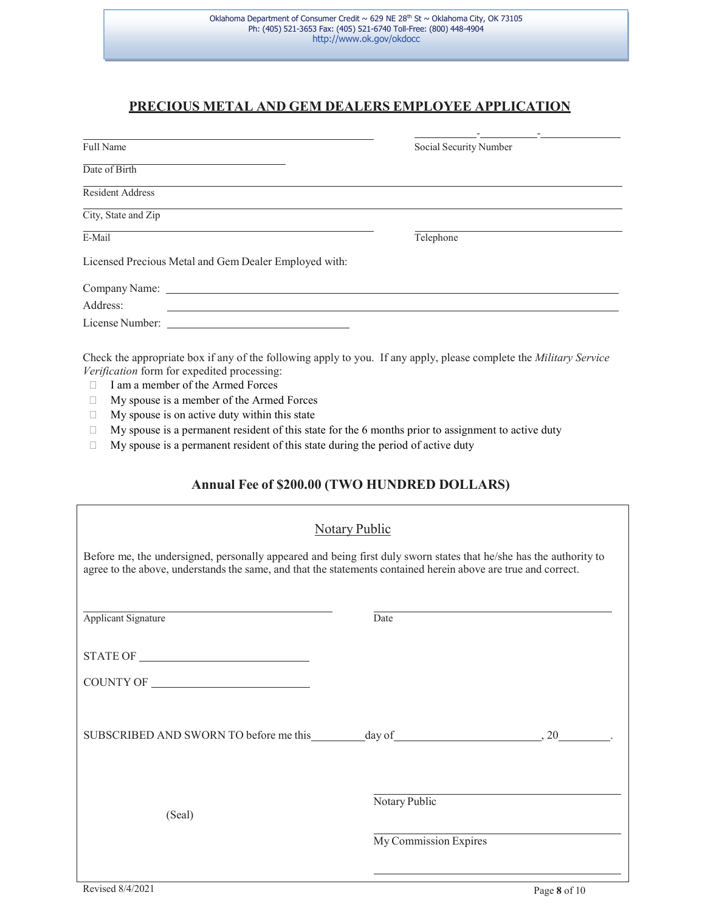Oklahoma Department of Consumer Credit ~ 629 NE 28th St ~ Oklahoma City, OK 73105
Ph: (405) 521-3653 Fax: (405) 521-6740 Toll-Free: (800) 448-4904
http://www.ok.gov/okdocc

# PRECIOUS METAL AND GEM DEALERS EMPLOYEE APPLICATION

Full Name ______________________________ Social Security Number ______-______-______

Date of Birth ______________________________

Resident Address ______________________________

City, State and Zip ______________________________

E-Mail ______________________________ Telephone ______________________________

Licensed Precious Metal and Gem Dealer Employed with:

Company Name: ______________________________

Address: ______________________________

License Number: ______________________________

Check the appropriate box if any of the following apply to you. If any apply, please complete the *Military Service Verification* form for expedited processing:

- ☐ I am a member of the Armed Forces
- ☐ My spouse is a member of the Armed Forces
- ☐ My spouse is on active duty within this state
- ☐ My spouse is a permanent resident of this state for the 6 months prior to assignment to active duty
- ☐ My spouse is a permanent resident of this state during the period of active duty

## Annual Fee of $200.00 (TWO HUNDRED DOLLARS)

### Notary Public

Before me, the undersigned, personally appeared and being first duly sworn states that he/she has the authority to agree to the above, understands the same, and that the statements contained herein above are true and correct.

______________________________ ______________________________
Applicant Signature Date

STATE OF ______________________________

COUNTY OF ______________________________

SUBSCRIBED AND SWORN TO before me this ________ day of ______________________, 20________.

______________________________
Notary Public

(Seal)

______________________________
My Commission Expires

______________________________

Revised 8/4/2021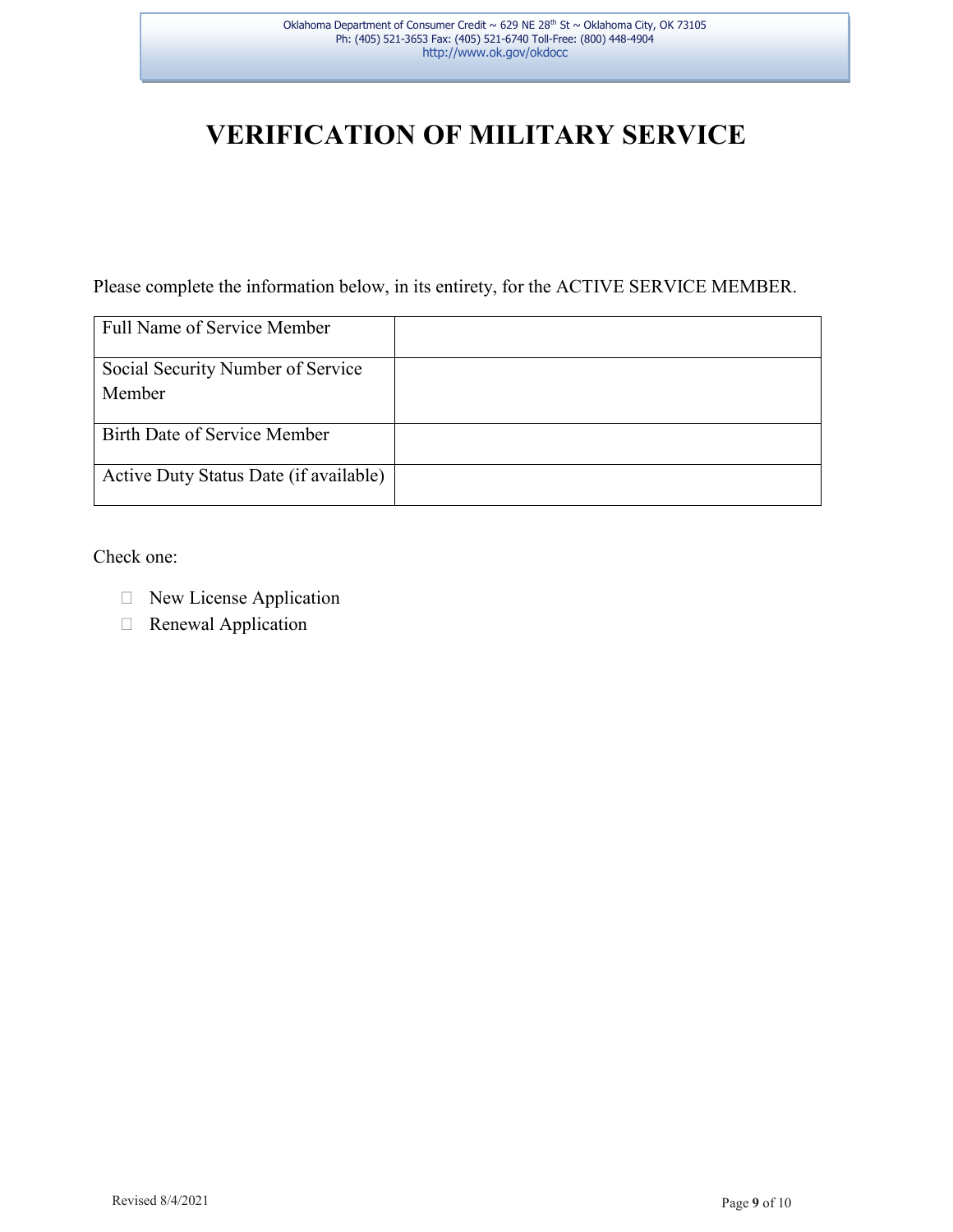# VERIFICATION OF MILITARY SERVICE

Please complete the information below, in its entirety, for the ACTIVE SERVICE MEMBER.

| Full Name of Service Member | |
| --- | --- |
| Social Security Number of Service Member | |
| Birth Date of Service Member | |
| Active Duty Status Date (if available) | |

Check one:

- ☐ New License Application
- ☐ Renewal Application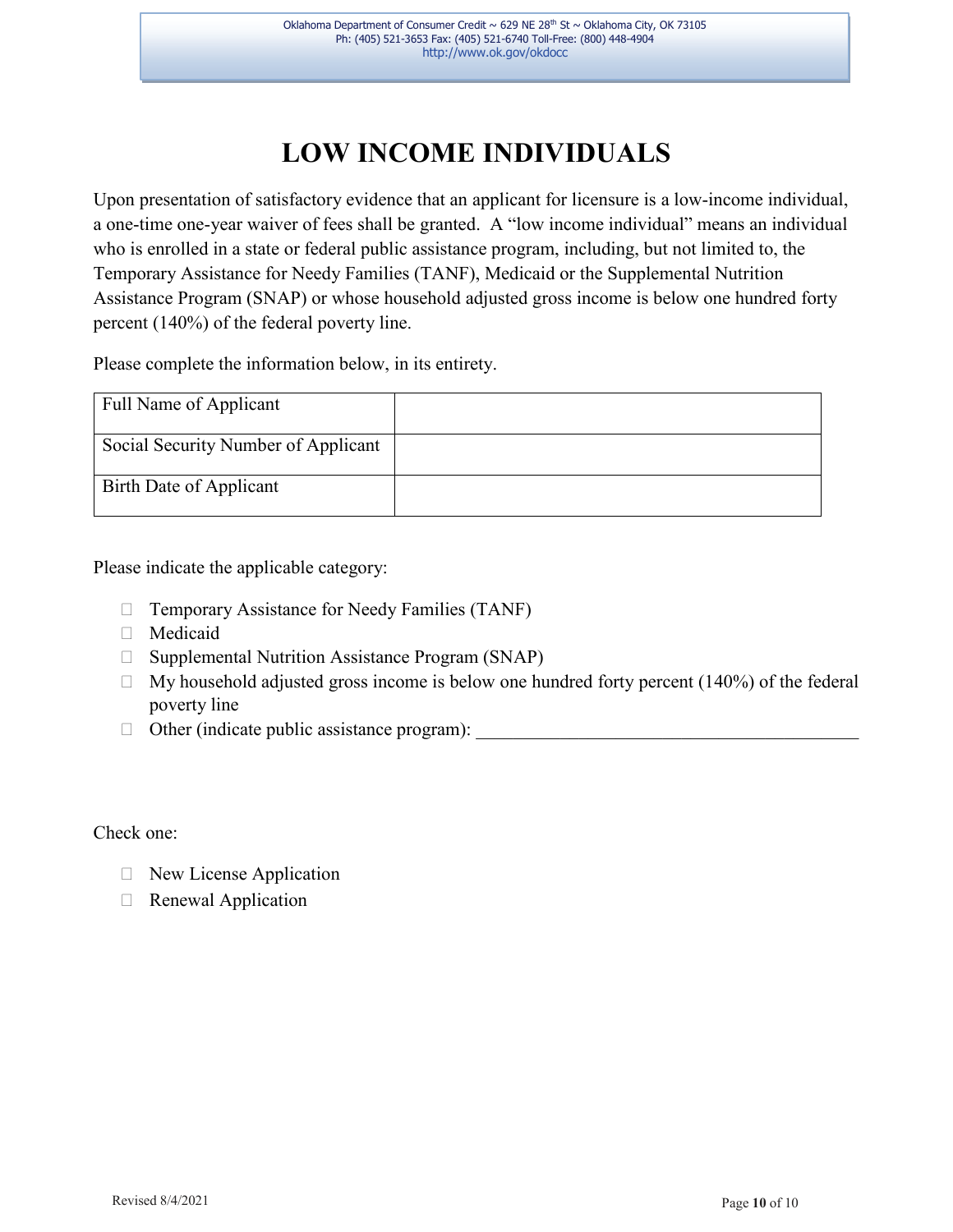# LOW INCOME INDIVIDUALS

Upon presentation of satisfactory evidence that an applicant for licensure is a low-income individual, a one-time one-year waiver of fees shall be granted. A "low income individual" means an individual who is enrolled in a state or federal public assistance program, including, but not limited to, the Temporary Assistance for Needy Families (TANF), Medicaid or the Supplemental Nutrition Assistance Program (SNAP) or whose household adjusted gross income is below one hundred forty percent (140%) of the federal poverty line.

Please complete the information below, in its entirety.

| | |
|---|---|
| Full Name of Applicant | |
| Social Security Number of Applicant | |
| Birth Date of Applicant | |

Please indicate the applicable category:

- ☐ Temporary Assistance for Needy Families (TANF)
- ☐ Medicaid
- ☐ Supplemental Nutrition Assistance Program (SNAP)
- ☐ My household adjusted gross income is below one hundred forty percent (140%) of the federal poverty line
- ☐ Other (indicate public assistance program): ___________________________________________

Check one:

- ☐ New License Application
- ☐ Renewal Application

Revised 8/4/2021